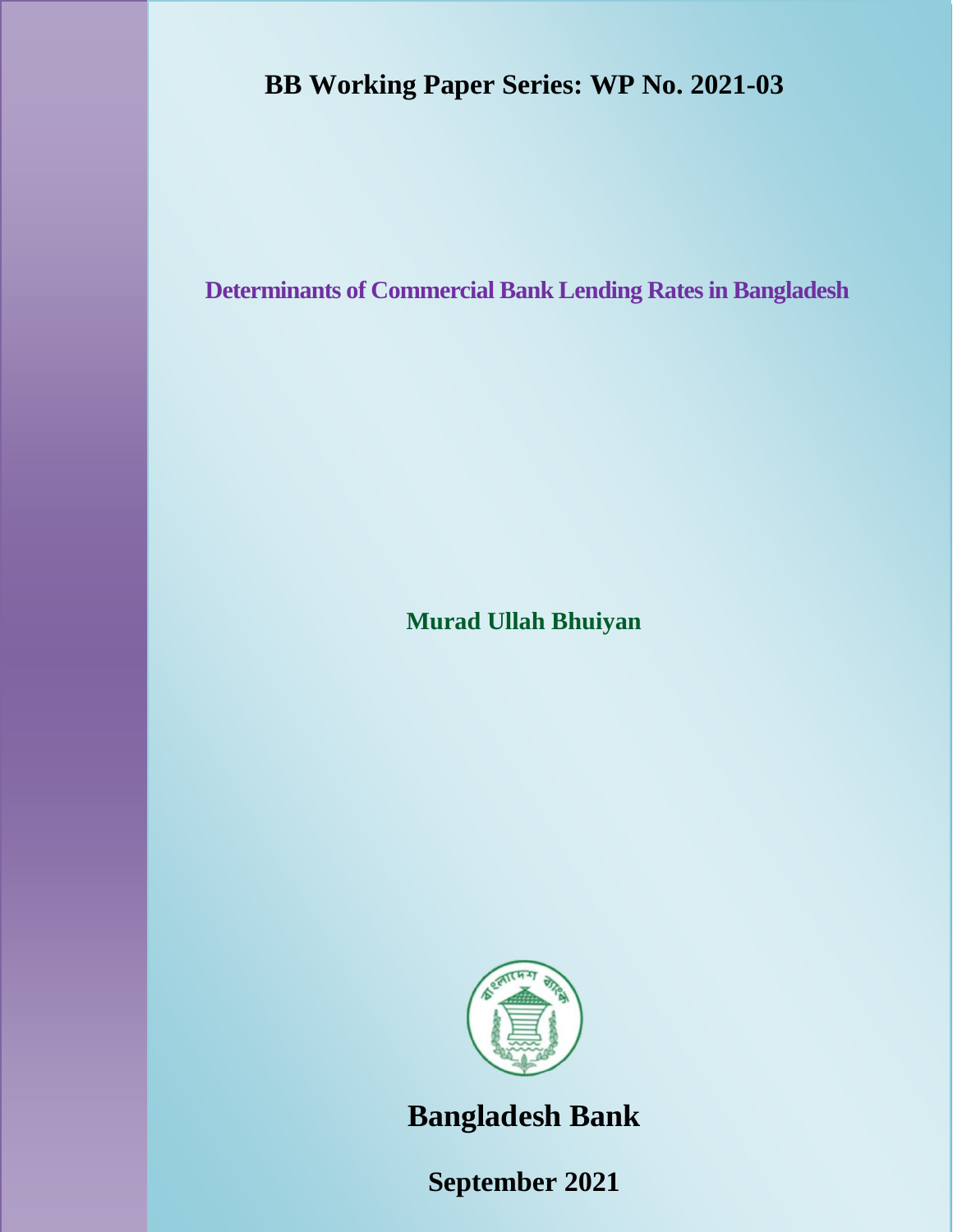**BB Working Paper Series: WP No. 2021-03**

# Determinants of Commercial Bank Lending Rates in Bangladesh

**Murad Ullah Bhuiyan**

**Bangladesh Bank**

**September 2021**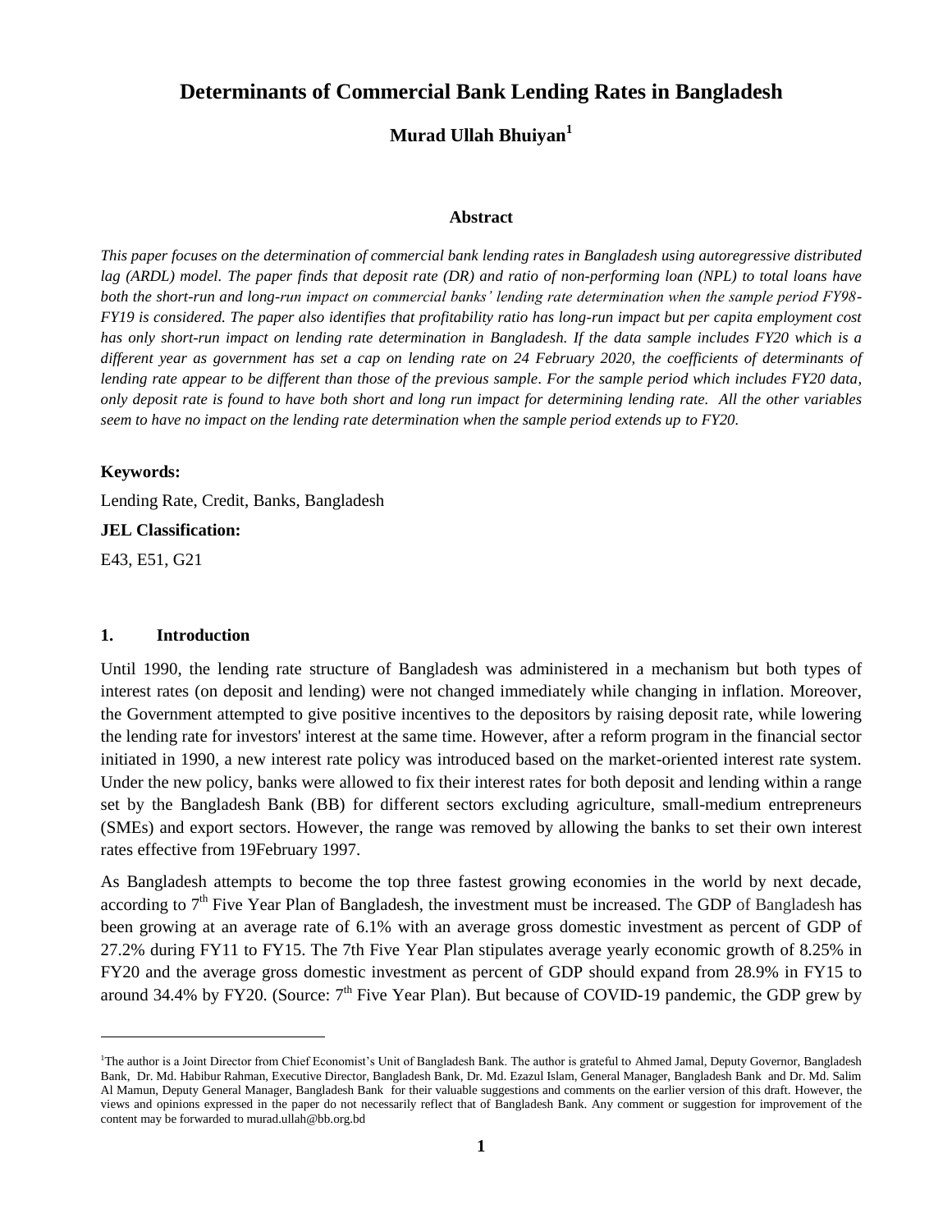# Determinants of Commercial Bank Lending Rates in Bangladesh

**Murad Ullah Bhuiyan**[1]

### Abstract

*This paper focuses on the determination of commercial bank lending rates in Bangladesh using autoregressive distributed lag (ARDL) model. The paper finds that deposit rate (DR) and ratio of non-performing loan (NPL) to total loans have both the short-run and long-run impact on commercial banks' lending rate determination when the sample period FY98-FY19 is considered. The paper also identifies that profitability ratio has long-run impact but per capita employment cost has only short-run impact on lending rate determination in Bangladesh. If the data sample includes FY20 which is a different year as government has set a cap on lending rate on 24 February 2020, the coefficients of determinants of lending rate appear to be different than those of the previous sample. For the sample period which includes FY20 data, only deposit rate is found to have both short and long run impact for determining lending rate. All the other variables seem to have no impact on the lending rate determination when the sample period extends up to FY20.*

**Keywords:**

Lending Rate, Credit, Banks, Bangladesh

**JEL Classification:**

E43, E51, G21

## 1. Introduction

Until 1990, the lending rate structure of Bangladesh was administered in a mechanism but both types of interest rates (on deposit and lending) were not changed immediately while changing in inflation. Moreover, the Government attempted to give positive incentives to the depositors by raising deposit rate, while lowering the lending rate for investors' interest at the same time. However, after a reform program in the financial sector initiated in 1990, a new interest rate policy was introduced based on the market-oriented interest rate system. Under the new policy, banks were allowed to fix their interest rates for both deposit and lending within a range set by the Bangladesh Bank (BB) for different sectors excluding agriculture, small-medium entrepreneurs (SMEs) and export sectors. However, the range was removed by allowing the banks to set their own interest rates effective from 19February 1997.

As Bangladesh attempts to become the top three fastest growing economies in the world by next decade, according to 7th Five Year Plan of Bangladesh, the investment must be increased. The GDP of Bangladesh has been growing at an average rate of 6.1% with an average gross domestic investment as percent of GDP of 27.2% during FY11 to FY15. The 7th Five Year Plan stipulates average yearly economic growth of 8.25% in FY20 and the average gross domestic investment as percent of GDP should expand from 28.9% in FY15 to around 34.4% by FY20. (Source: 7th Five Year Plan). But because of COVID-19 pandemic, the GDP grew by

---

[1]The author is a Joint Director from Chief Economist's Unit of Bangladesh Bank. The author is grateful to Ahmed Jamal, Deputy Governor, Bangladesh Bank, Dr. Md. Habibur Rahman, Executive Director, Bangladesh Bank, Dr. Md. Ezazul Islam, General Manager, Bangladesh Bank and Dr. Md. Salim Al Mamun, Deputy General Manager, Bangladesh Bank for their valuable suggestions and comments on the earlier version of this draft. However, the views and opinions expressed in the paper do not necessarily reflect that of Bangladesh Bank. Any comment or suggestion for improvement of the content may be forwarded to murad.ullah@bb.org.bd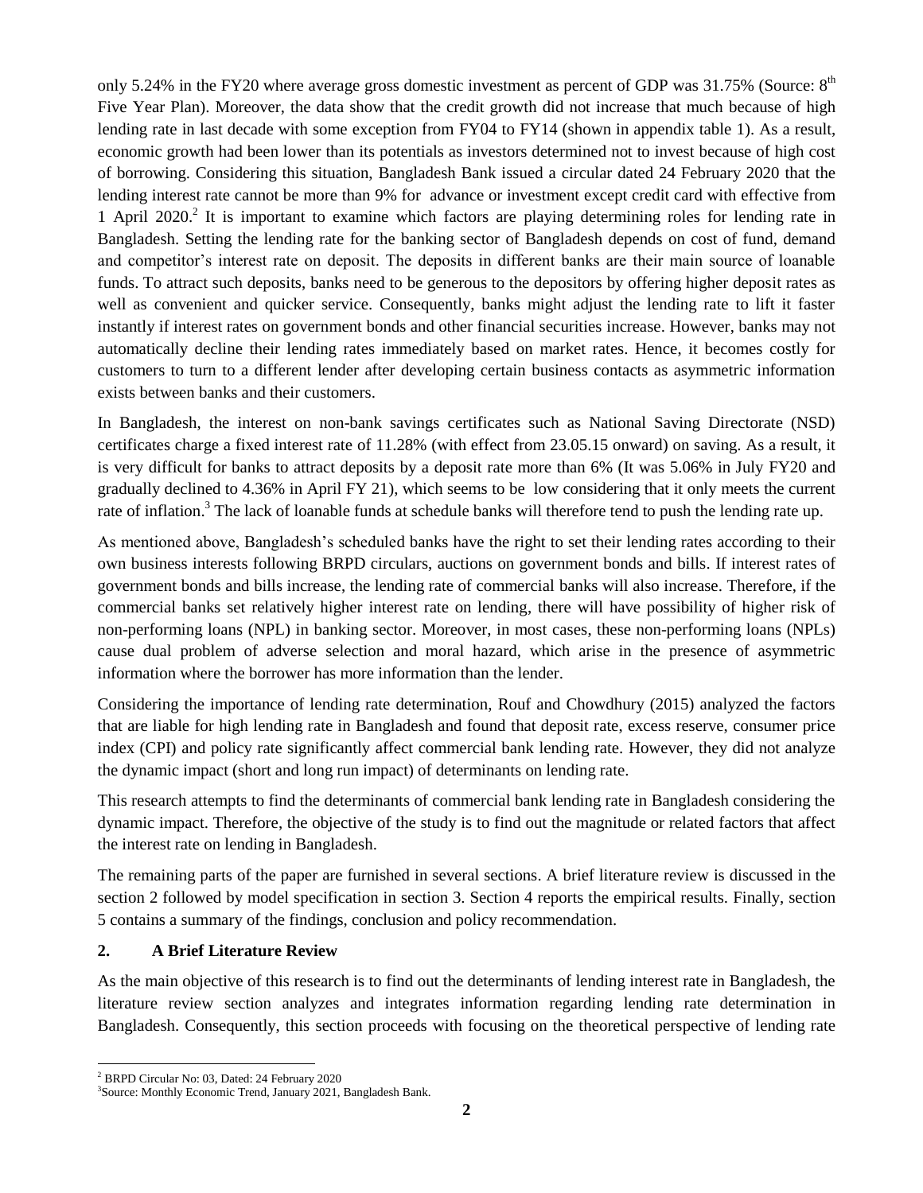only 5.24% in the FY20 where average gross domestic investment as percent of GDP was 31.75% (Source: 8th Five Year Plan). Moreover, the data show that the credit growth did not increase that much because of high lending rate in last decade with some exception from FY04 to FY14 (shown in appendix table 1). As a result, economic growth had been lower than its potentials as investors determined not to invest because of high cost of borrowing. Considering this situation, Bangladesh Bank issued a circular dated 24 February 2020 that the lending interest rate cannot be more than 9% for advance or investment except credit card with effective from 1 April 2020.[2] It is important to examine which factors are playing determining roles for lending rate in Bangladesh. Setting the lending rate for the banking sector of Bangladesh depends on cost of fund, demand and competitor's interest rate on deposit. The deposits in different banks are their main source of loanable funds. To attract such deposits, banks need to be generous to the depositors by offering higher deposit rates as well as convenient and quicker service. Consequently, banks might adjust the lending rate to lift it faster instantly if interest rates on government bonds and other financial securities increase. However, banks may not automatically decline their lending rates immediately based on market rates. Hence, it becomes costly for customers to turn to a different lender after developing certain business contacts as asymmetric information exists between banks and their customers.

In Bangladesh, the interest on non-bank savings certificates such as National Saving Directorate (NSD) certificates charge a fixed interest rate of 11.28% (with effect from 23.05.15 onward) on saving. As a result, it is very difficult for banks to attract deposits by a deposit rate more than 6% (It was 5.06% in July FY20 and gradually declined to 4.36% in April FY 21), which seems to be low considering that it only meets the current rate of inflation.[3] The lack of loanable funds at schedule banks will therefore tend to push the lending rate up.

As mentioned above, Bangladesh's scheduled banks have the right to set their lending rates according to their own business interests following BRPD circulars, auctions on government bonds and bills. If interest rates of government bonds and bills increase, the lending rate of commercial banks will also increase. Therefore, if the commercial banks set relatively higher interest rate on lending, there will have possibility of higher risk of non-performing loans (NPL) in banking sector. Moreover, in most cases, these non-performing loans (NPLs) cause dual problem of adverse selection and moral hazard, which arise in the presence of asymmetric information where the borrower has more information than the lender.

Considering the importance of lending rate determination, Rouf and Chowdhury (2015) analyzed the factors that are liable for high lending rate in Bangladesh and found that deposit rate, excess reserve, consumer price index (CPI) and policy rate significantly affect commercial bank lending rate. However, they did not analyze the dynamic impact (short and long run impact) of determinants on lending rate.

This research attempts to find the determinants of commercial bank lending rate in Bangladesh considering the dynamic impact. Therefore, the objective of the study is to find out the magnitude or related factors that affect the interest rate on lending in Bangladesh.

The remaining parts of the paper are furnished in several sections. A brief literature review is discussed in the section 2 followed by model specification in section 3. Section 4 reports the empirical results. Finally, section 5 contains a summary of the findings, conclusion and policy recommendation.

## 2. A Brief Literature Review

As the main objective of this research is to find out the determinants of lending interest rate in Bangladesh, the literature review section analyzes and integrates information regarding lending rate determination in Bangladesh. Consequently, this section proceeds with focusing on the theoretical perspective of lending rate

---

[2] BRPD Circular No: 03, Dated: 24 February 2020

[3] Source: Monthly Economic Trend, January 2021, Bangladesh Bank.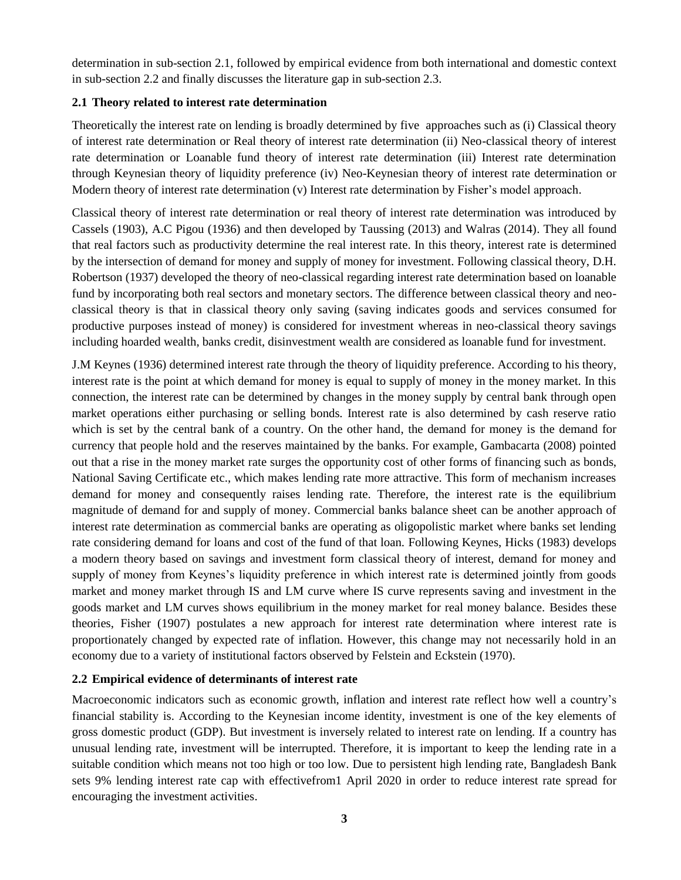determination in sub-section 2.1, followed by empirical evidence from both international and domestic context in sub-section 2.2 and finally discusses the literature gap in sub-section 2.3.

### 2.1 Theory related to interest rate determination

Theoretically the interest rate on lending is broadly determined by five approaches such as (i) Classical theory of interest rate determination or Real theory of interest rate determination (ii) Neo-classical theory of interest rate determination or Loanable fund theory of interest rate determination (iii) Interest rate determination through Keynesian theory of liquidity preference (iv) Neo-Keynesian theory of interest rate determination or Modern theory of interest rate determination (v) Interest rate determination by Fisher's model approach.

Classical theory of interest rate determination or real theory of interest rate determination was introduced by Cassels (1903), A.C Pigou (1936) and then developed by Taussing (2013) and Walras (2014). They all found that real factors such as productivity determine the real interest rate. In this theory, interest rate is determined by the intersection of demand for money and supply of money for investment. Following classical theory, D.H. Robertson (1937) developed the theory of neo-classical regarding interest rate determination based on loanable fund by incorporating both real sectors and monetary sectors. The difference between classical theory and neo-classical theory is that in classical theory only saving (saving indicates goods and services consumed for productive purposes instead of money) is considered for investment whereas in neo-classical theory savings including hoarded wealth, banks credit, disinvestment wealth are considered as loanable fund for investment.

J.M Keynes (1936) determined interest rate through the theory of liquidity preference. According to his theory, interest rate is the point at which demand for money is equal to supply of money in the money market. In this connection, the interest rate can be determined by changes in the money supply by central bank through open market operations either purchasing or selling bonds. Interest rate is also determined by cash reserve ratio which is set by the central bank of a country. On the other hand, the demand for money is the demand for currency that people hold and the reserves maintained by the banks. For example, Gambacarta (2008) pointed out that a rise in the money market rate surges the opportunity cost of other forms of financing such as bonds, National Saving Certificate etc., which makes lending rate more attractive. This form of mechanism increases demand for money and consequently raises lending rate. Therefore, the interest rate is the equilibrium magnitude of demand for and supply of money. Commercial banks balance sheet can be another approach of interest rate determination as commercial banks are operating as oligopolistic market where banks set lending rate considering demand for loans and cost of the fund of that loan. Following Keynes, Hicks (1983) develops a modern theory based on savings and investment form classical theory of interest, demand for money and supply of money from Keynes's liquidity preference in which interest rate is determined jointly from goods market and money market through IS and LM curve where IS curve represents saving and investment in the goods market and LM curves shows equilibrium in the money market for real money balance. Besides these theories, Fisher (1907) postulates a new approach for interest rate determination where interest rate is proportionately changed by expected rate of inflation. However, this change may not necessarily hold in an economy due to a variety of institutional factors observed by Felstein and Eckstein (1970).

### 2.2 Empirical evidence of determinants of interest rate

Macroeconomic indicators such as economic growth, inflation and interest rate reflect how well a country's financial stability is. According to the Keynesian income identity, investment is one of the key elements of gross domestic product (GDP). But investment is inversely related to interest rate on lending. If a country has unusual lending rate, investment will be interrupted. Therefore, it is important to keep the lending rate in a suitable condition which means not too high or too low. Due to persistent high lending rate, Bangladesh Bank sets 9% lending interest rate cap with effectivefrom1 April 2020 in order to reduce interest rate spread for encouraging the investment activities.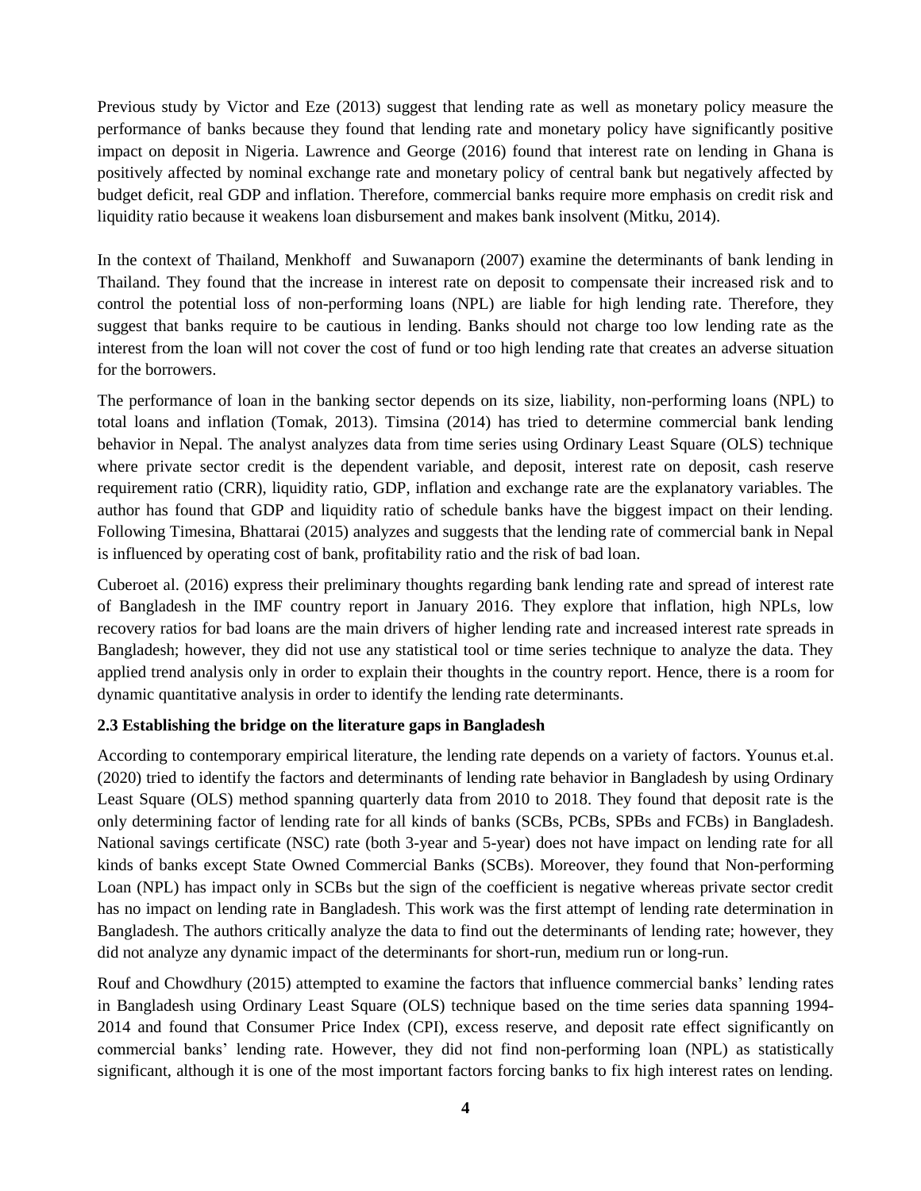Previous study by Victor and Eze (2013) suggest that lending rate as well as monetary policy measure the performance of banks because they found that lending rate and monetary policy have significantly positive impact on deposit in Nigeria. Lawrence and George (2016) found that interest rate on lending in Ghana is positively affected by nominal exchange rate and monetary policy of central bank but negatively affected by budget deficit, real GDP and inflation. Therefore, commercial banks require more emphasis on credit risk and liquidity ratio because it weakens loan disbursement and makes bank insolvent (Mitku, 2014).

In the context of Thailand, Menkhoff and Suwanaporn (2007) examine the determinants of bank lending in Thailand. They found that the increase in interest rate on deposit to compensate their increased risk and to control the potential loss of non-performing loans (NPL) are liable for high lending rate. Therefore, they suggest that banks require to be cautious in lending. Banks should not charge too low lending rate as the interest from the loan will not cover the cost of fund or too high lending rate that creates an adverse situation for the borrowers.

The performance of loan in the banking sector depends on its size, liability, non-performing loans (NPL) to total loans and inflation (Tomak, 2013). Timsina (2014) has tried to determine commercial bank lending behavior in Nepal. The analyst analyzes data from time series using Ordinary Least Square (OLS) technique where private sector credit is the dependent variable, and deposit, interest rate on deposit, cash reserve requirement ratio (CRR), liquidity ratio, GDP, inflation and exchange rate are the explanatory variables. The author has found that GDP and liquidity ratio of schedule banks have the biggest impact on their lending. Following Timesina, Bhattarai (2015) analyzes and suggests that the lending rate of commercial bank in Nepal is influenced by operating cost of bank, profitability ratio and the risk of bad loan.

Cuberoet al. (2016) express their preliminary thoughts regarding bank lending rate and spread of interest rate of Bangladesh in the IMF country report in January 2016. They explore that inflation, high NPLs, low recovery ratios for bad loans are the main drivers of higher lending rate and increased interest rate spreads in Bangladesh; however, they did not use any statistical tool or time series technique to analyze the data. They applied trend analysis only in order to explain their thoughts in the country report. Hence, there is a room for dynamic quantitative analysis in order to identify the lending rate determinants.

### 2.3 Establishing the bridge on the literature gaps in Bangladesh

According to contemporary empirical literature, the lending rate depends on a variety of factors. Younus et.al. (2020) tried to identify the factors and determinants of lending rate behavior in Bangladesh by using Ordinary Least Square (OLS) method spanning quarterly data from 2010 to 2018. They found that deposit rate is the only determining factor of lending rate for all kinds of banks (SCBs, PCBs, SPBs and FCBs) in Bangladesh. National savings certificate (NSC) rate (both 3-year and 5-year) does not have impact on lending rate for all kinds of banks except State Owned Commercial Banks (SCBs). Moreover, they found that Non-performing Loan (NPL) has impact only in SCBs but the sign of the coefficient is negative whereas private sector credit has no impact on lending rate in Bangladesh. This work was the first attempt of lending rate determination in Bangladesh. The authors critically analyze the data to find out the determinants of lending rate; however, they did not analyze any dynamic impact of the determinants for short-run, medium run or long-run.

Rouf and Chowdhury (2015) attempted to examine the factors that influence commercial banks' lending rates in Bangladesh using Ordinary Least Square (OLS) technique based on the time series data spanning 1994-2014 and found that Consumer Price Index (CPI), excess reserve, and deposit rate effect significantly on commercial banks' lending rate. However, they did not find non-performing loan (NPL) as statistically significant, although it is one of the most important factors forcing banks to fix high interest rates on lending.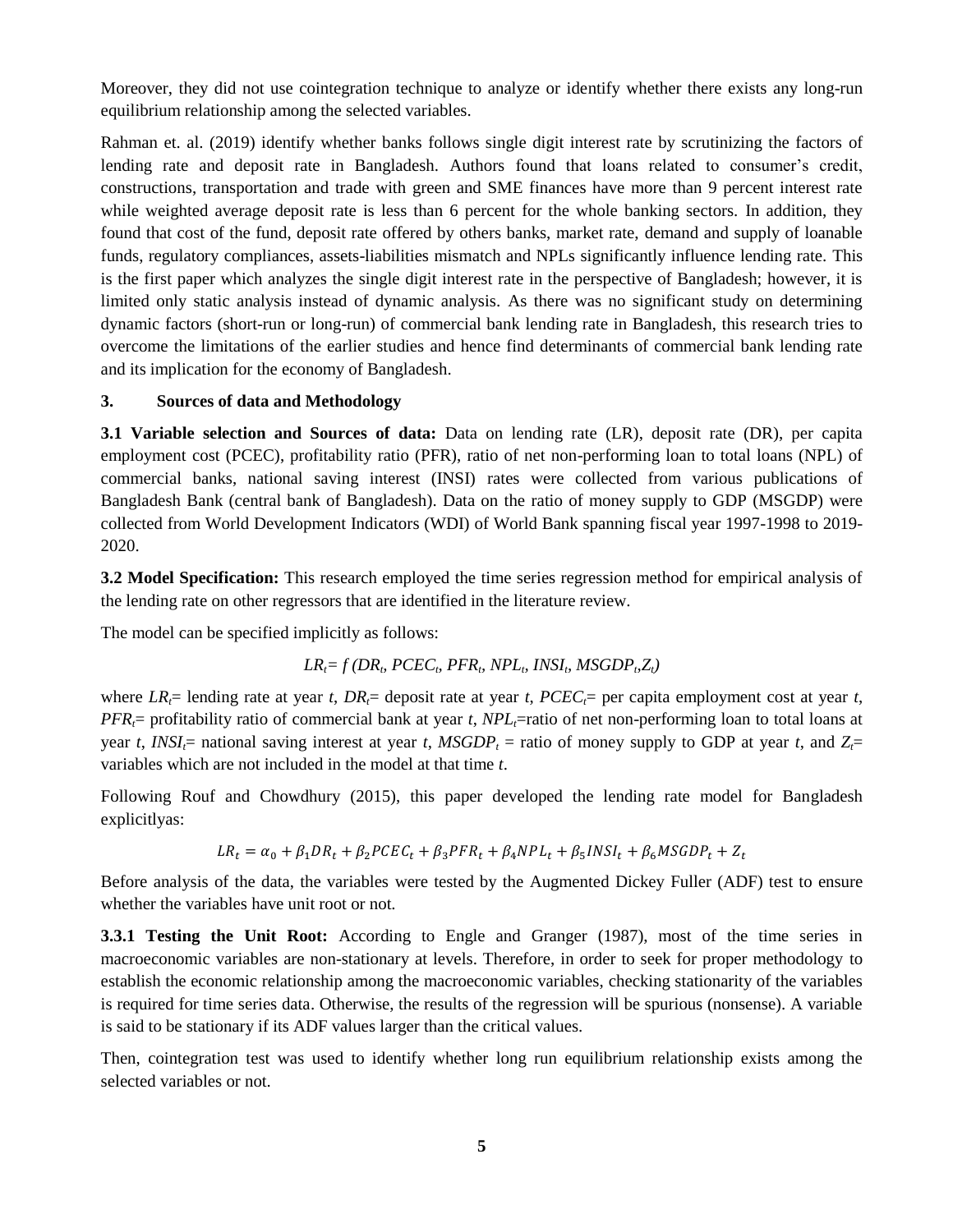Moreover, they did not use cointegration technique to analyze or identify whether there exists any long-run equilibrium relationship among the selected variables.

Rahman et. al. (2019) identify whether banks follows single digit interest rate by scrutinizing the factors of lending rate and deposit rate in Bangladesh. Authors found that loans related to consumer's credit, constructions, transportation and trade with green and SME finances have more than 9 percent interest rate while weighted average deposit rate is less than 6 percent for the whole banking sectors. In addition, they found that cost of the fund, deposit rate offered by others banks, market rate, demand and supply of loanable funds, regulatory compliances, assets-liabilities mismatch and NPLs significantly influence lending rate. This is the first paper which analyzes the single digit interest rate in the perspective of Bangladesh; however, it is limited only static analysis instead of dynamic analysis. As there was no significant study on determining dynamic factors (short-run or long-run) of commercial bank lending rate in Bangladesh, this research tries to overcome the limitations of the earlier studies and hence find determinants of commercial bank lending rate and its implication for the economy of Bangladesh.

## 3. Sources of data and Methodology

**3.1 Variable selection and Sources of data:** Data on lending rate (LR), deposit rate (DR), per capita employment cost (PCEC), profitability ratio (PFR), ratio of net non-performing loan to total loans (NPL) of commercial banks, national saving interest (INSI) rates were collected from various publications of Bangladesh Bank (central bank of Bangladesh). Data on the ratio of money supply to GDP (MSGDP) were collected from World Development Indicators (WDI) of World Bank spanning fiscal year 1997-1998 to 2019-2020.

**3.2 Model Specification:** This research employed the time series regression method for empirical analysis of the lending rate on other regressors that are identified in the literature review.

The model can be specified implicitly as follows:

$$LR_t = f\,(DR_t, PCEC_t, PFR_t, NPL_t, INSI_t, MSGDP_t, Z_t)$$

where $LR_t$= lending rate at year *t*, $DR_t$= deposit rate at year *t*, $PCEC_t$= per capita employment cost at year *t*, $PFR_t$= profitability ratio of commercial bank at year *t*, $NPL_t$=ratio of net non-performing loan to total loans at year *t*, $INSI_t$= national saving interest at year *t*, $MSGDP_t$ = ratio of money supply to GDP at year *t*, and $Z_t$= variables which are not included in the model at that time *t*.

Following Rouf and Chowdhury (2015), this paper developed the lending rate model for Bangladesh explicitlyas:

$$LR_t = \alpha_0 + \beta_1 DR_t + \beta_2 PCEC_t + \beta_3 PFR_t + \beta_4 NPL_t + \beta_5 INSI_t + \beta_6 MSGDP_t + Z_t$$

Before analysis of the data, the variables were tested by the Augmented Dickey Fuller (ADF) test to ensure whether the variables have unit root or not.

**3.3.1 Testing the Unit Root:** According to Engle and Granger (1987), most of the time series in macroeconomic variables are non-stationary at levels. Therefore, in order to seek for proper methodology to establish the economic relationship among the macroeconomic variables, checking stationarity of the variables is required for time series data. Otherwise, the results of the regression will be spurious (nonsense). A variable is said to be stationary if its ADF values larger than the critical values.

Then, cointegration test was used to identify whether long run equilibrium relationship exists among the selected variables or not.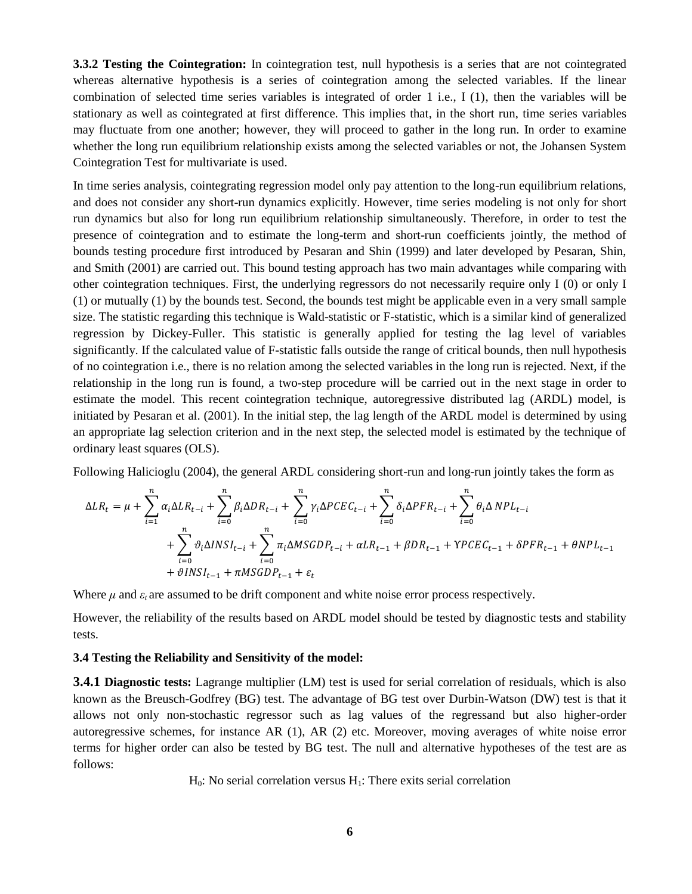**3.3.2 Testing the Cointegration:** In cointegration test, null hypothesis is a series that are not cointegrated whereas alternative hypothesis is a series of cointegration among the selected variables. If the linear combination of selected time series variables is integrated of order 1 i.e., I (1), then the variables will be stationary as well as cointegrated at first difference. This implies that, in the short run, time series variables may fluctuate from one another; however, they will proceed to gather in the long run. In order to examine whether the long run equilibrium relationship exists among the selected variables or not, the Johansen System Cointegration Test for multivariate is used.

In time series analysis, cointegrating regression model only pay attention to the long-run equilibrium relations, and does not consider any short-run dynamics explicitly. However, time series modeling is not only for short run dynamics but also for long run equilibrium relationship simultaneously. Therefore, in order to test the presence of cointegration and to estimate the long-term and short-run coefficients jointly, the method of bounds testing procedure first introduced by Pesaran and Shin (1999) and later developed by Pesaran, Shin, and Smith (2001) are carried out. This bound testing approach has two main advantages while comparing with other cointegration techniques. First, the underlying regressors do not necessarily require only I (0) or only I (1) or mutually (1) by the bounds test. Second, the bounds test might be applicable even in a very small sample size. The statistic regarding this technique is Wald-statistic or F-statistic, which is a similar kind of generalized regression by Dickey-Fuller. This statistic is generally applied for testing the lag level of variables significantly. If the calculated value of F-statistic falls outside the range of critical bounds, then null hypothesis of no cointegration i.e., there is no relation among the selected variables in the long run is rejected. Next, if the relationship in the long run is found, a two-step procedure will be carried out in the next stage in order to estimate the model. This recent cointegration technique, autoregressive distributed lag (ARDL) model, is initiated by Pesaran et al. (2001). In the initial step, the lag length of the ARDL model is determined by using an appropriate lag selection criterion and in the next step, the selected model is estimated by the technique of ordinary least squares (OLS).

Following Halicioglu (2004), the general ARDL considering short-run and long-run jointly takes the form as

$$\Delta LR_t = \mu + \sum_{i=1}^{n} \alpha_i \Delta LR_{t-i} + \sum_{i=0}^{n} \beta_i \Delta DR_{t-i} + \sum_{i=0}^{n} \gamma_i \Delta PCEC_{t-i} + \sum_{i=0}^{n} \delta_i \Delta PFR_{t-i} + \sum_{i=0}^{n} \theta_i \Delta NPL_{t-i} + \sum_{i=0}^{n} \vartheta_i \Delta INSI_{t-i} + \sum_{i=0}^{n} \pi_i \Delta MSGDP_{t-i} + \alpha LR_{t-1} + \beta DR_{t-1} + \Upsilon PCEC_{t-1} + \delta PFR_{t-1} + \theta NPL_{t-1} + \vartheta INSI_{t-1} + \pi MSGDP_{t-1} + \varepsilon_t$$

Where $\mu$ and $\varepsilon_t$ are assumed to be drift component and white noise error process respectively.

However, the reliability of the results based on ARDL model should be tested by diagnostic tests and stability tests.

### 3.4 Testing the Reliability and Sensitivity of the model:

**3.4.1 Diagnostic tests:** Lagrange multiplier (LM) test is used for serial correlation of residuals, which is also known as the Breusch-Godfrey (BG) test. The advantage of BG test over Durbin-Watson (DW) test is that it allows not only non-stochastic regressor such as lag values of the regressand but also higher-order autoregressive schemes, for instance AR (1), AR (2) etc. Moreover, moving averages of white noise error terms for higher order can also be tested by BG test. The null and alternative hypotheses of the test are as follows:

$H_0$: No serial correlation versus $H_1$: There exits serial correlation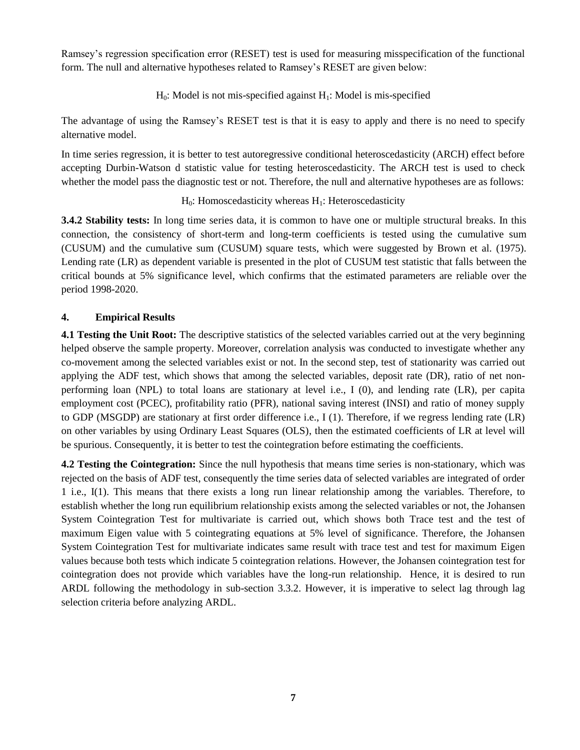Ramsey's regression specification error (RESET) test is used for measuring misspecification of the functional form. The null and alternative hypotheses related to Ramsey's RESET are given below:

$H_0$: Model is not mis-specified against $H_1$: Model is mis-specified

The advantage of using the Ramsey's RESET test is that it is easy to apply and there is no need to specify alternative model.

In time series regression, it is better to test autoregressive conditional heteroscedasticity (ARCH) effect before accepting Durbin-Watson d statistic value for testing heteroscedasticity. The ARCH test is used to check whether the model pass the diagnostic test or not. Therefore, the null and alternative hypotheses are as follows:

$H_0$: Homoscedasticity whereas $H_1$: Heteroscedasticity

**3.4.2 Stability tests:** In long time series data, it is common to have one or multiple structural breaks. In this connection, the consistency of short-term and long-term coefficients is tested using the cumulative sum (CUSUM) and the cumulative sum (CUSUM) square tests, which were suggested by Brown et al. (1975). Lending rate (LR) as dependent variable is presented in the plot of CUSUM test statistic that falls between the critical bounds at 5% significance level, which confirms that the estimated parameters are reliable over the period 1998-2020.

## 4. Empirical Results

**4.1 Testing the Unit Root:** The descriptive statistics of the selected variables carried out at the very beginning helped observe the sample property. Moreover, correlation analysis was conducted to investigate whether any co-movement among the selected variables exist or not. In the second step, test of stationarity was carried out applying the ADF test, which shows that among the selected variables, deposit rate (DR), ratio of net non-performing loan (NPL) to total loans are stationary at level i.e., I (0), and lending rate (LR), per capita employment cost (PCEC), profitability ratio (PFR), national saving interest (INSI) and ratio of money supply to GDP (MSGDP) are stationary at first order difference i.e., I (1). Therefore, if we regress lending rate (LR) on other variables by using Ordinary Least Squares (OLS), then the estimated coefficients of LR at level will be spurious. Consequently, it is better to test the cointegration before estimating the coefficients.

**4.2 Testing the Cointegration:** Since the null hypothesis that means time series is non-stationary, which was rejected on the basis of ADF test, consequently the time series data of selected variables are integrated of order 1 i.e., I(1). This means that there exists a long run linear relationship among the variables. Therefore, to establish whether the long run equilibrium relationship exists among the selected variables or not, the Johansen System Cointegration Test for multivariate is carried out, which shows both Trace test and the test of maximum Eigen value with 5 cointegrating equations at 5% level of significance. Therefore, the Johansen System Cointegration Test for multivariate indicates same result with trace test and test for maximum Eigen values because both tests which indicate 5 cointegration relations. However, the Johansen cointegration test for cointegration does not provide which variables have the long-run relationship. Hence, it is desired to run ARDL following the methodology in sub-section 3.3.2. However, it is imperative to select lag through lag selection criteria before analyzing ARDL.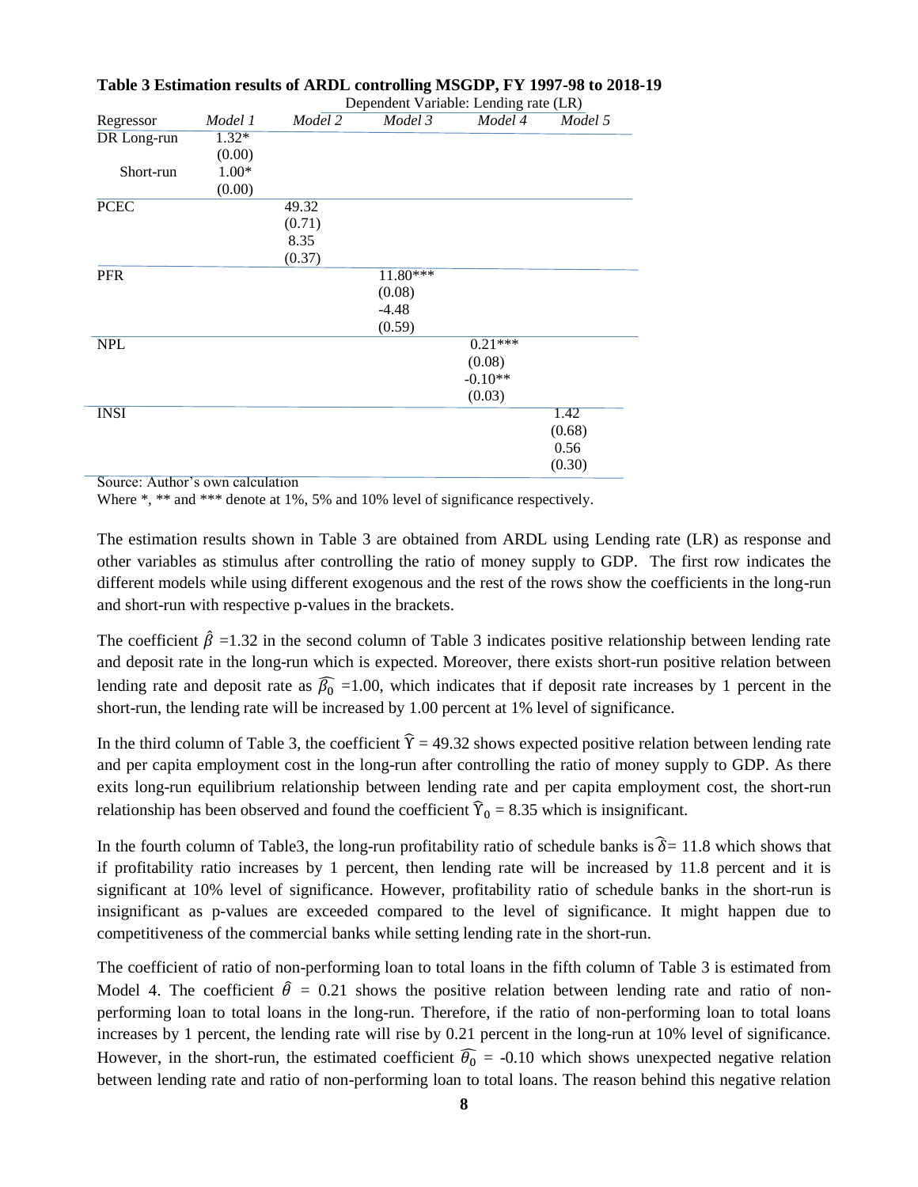**Table 3 Estimation results of ARDL controlling MSGDP, FY 1997-98 to 2018-19**

| | Dependent Variable: Lending rate (LR) | | | | |
|---|---|---|---|---|---|
| Regressor | *Model 1* | *Model 2* | *Model 3* | *Model 4* | *Model 5* |
| DR Long-run | 1.32* | | | | |
| | (0.00) | | | | |
| Short-run | 1.00* | | | | |
| | (0.00) | | | | |
| PCEC | | 49.32 | | | |
| | | (0.71) | | | |
| | | 8.35 | | | |
| | | (0.37) | | | |
| PFR | | | 11.80*** | | |
| | | | (0.08) | | |
| | | | -4.48 | | |
| | | | (0.59) | | |
| NPL | | | | 0.21*** | |
| | | | | (0.08) | |
| | | | | -0.10** | |
| | | | | (0.03) | |
| INSI | | | | | 1.42 |
| | | | | | (0.68) |
| | | | | | 0.56 |
| | | | | | (0.30) |

Source: Author's own calculation

Where *, ** and *** denote at 1%, 5% and 10% level of significance respectively.

The estimation results shown in Table 3 are obtained from ARDL using Lending rate (LR) as response and other variables as stimulus after controlling the ratio of money supply to GDP. The first row indicates the different models while using different exogenous and the rest of the rows show the coefficients in the long-run and short-run with respective p-values in the brackets.

The coefficient $\hat{\beta}$ =1.32 in the second column of Table 3 indicates positive relationship between lending rate and deposit rate in the long-run which is expected. Moreover, there exists short-run positive relation between lending rate and deposit rate as $\widehat{\beta_0}$ =1.00, which indicates that if deposit rate increases by 1 percent in the short-run, the lending rate will be increased by 1.00 percent at 1% level of significance.

In the third column of Table 3, the coefficient $\widehat{\Upsilon}$ = 49.32 shows expected positive relation between lending rate and per capita employment cost in the long-run after controlling the ratio of money supply to GDP. As there exits long-run equilibrium relationship between lending rate and per capita employment cost, the short-run relationship has been observed and found the coefficient $\widehat{\Upsilon}_0$ = 8.35 which is insignificant.

In the fourth column of Table3, the long-run profitability ratio of schedule banks is $\widehat{\delta}$= 11.8 which shows that if profitability ratio increases by 1 percent, then lending rate will be increased by 11.8 percent and it is significant at 10% level of significance. However, profitability ratio of schedule banks in the short-run is insignificant as p-values are exceeded compared to the level of significance. It might happen due to competitiveness of the commercial banks while setting lending rate in the short-run.

The coefficient of ratio of non-performing loan to total loans in the fifth column of Table 3 is estimated from Model 4. The coefficient $\hat{\theta}$ = 0.21 shows the positive relation between lending rate and ratio of non-performing loan to total loans in the long-run. Therefore, if the ratio of non-performing loan to total loans increases by 1 percent, the lending rate will rise by 0.21 percent in the long-run at 10% level of significance. However, in the short-run, the estimated coefficient $\widehat{\theta_0}$ = -0.10 which shows unexpected negative relation between lending rate and ratio of non-performing loan to total loans. The reason behind this negative relation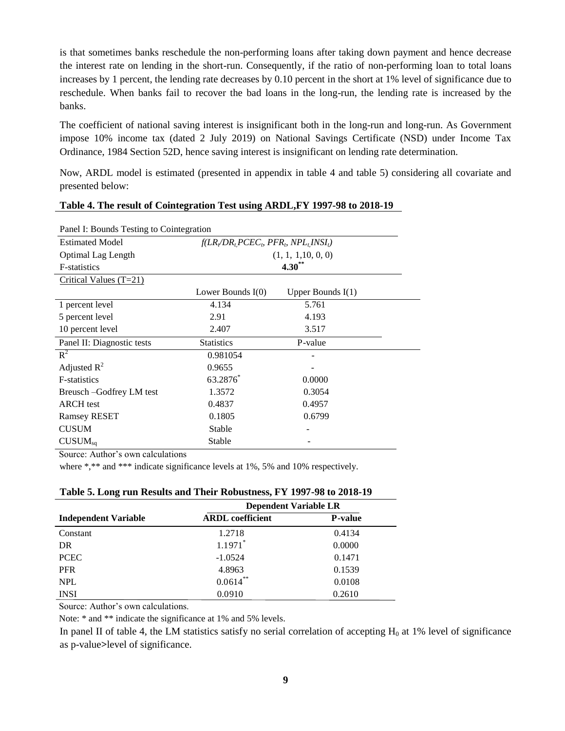is that sometimes banks reschedule the non-performing loans after taking down payment and hence decrease the interest rate on lending in the short-run. Consequently, if the ratio of non-performing loan to total loans increases by 1 percent, the lending rate decreases by 0.10 percent in the short at 1% level of significance due to reschedule. When banks fail to recover the bad loans in the long-run, the lending rate is increased by the banks.

The coefficient of national saving interest is insignificant both in the long-run and long-run. As Government impose 10% income tax (dated 2 July 2019) on National Savings Certificate (NSD) under Income Tax Ordinance, 1984 Section 52D, hence saving interest is insignificant on lending rate determination.

Now, ARDL model is estimated (presented in appendix in table 4 and table 5) considering all covariate and presented below:

**Table 4. The result of Cointegration Test using ARDL,FY 1997-98 to 2018-19**

| Panel I: Bounds Testing to Cointegration | | |
|---|---|---|
| Estimated Model | $f(LR_t/DR_t, PCEC_t, PFR_t, NPL_t, INSI_t)$ | |
| Optimal Lag Length | (1, 1, 1,10, 0, 0) | |
| F-statistics | **4.30**** | |
| Critical Values (T=21) | | |
| | Lower Bounds I(0) | Upper Bounds I(1) |
| 1 percent level | 4.134 | 5.761 |
| 5 percent level | 2.91 | 4.193 |
| 10 percent level | 2.407 | 3.517 |
| Panel II: Diagnostic tests | Statistics | P-value |
| $R^2$ | 0.981054 | - |
| Adjusted $R^2$ | 0.9655 | - |
| F-statistics | 63.2876* | 0.0000 |
| Breusch –Godfrey LM test | 1.3572 | 0.3054 |
| ARCH test | 0.4837 | 0.4957 |
| Ramsey RESET | 0.1805 | 0.6799 |
| CUSUM | Stable | - |
| $CUSUM_{sq}$ | Stable | - |

Source: Author's own calculations

where *,** and *** indicate significance levels at 1%, 5% and 10% respectively.

**Table 5. Long run Results and Their Robustness, FY 1997-98 to 2018-19**

| | Dependent Variable LR | |
|---|---|---|
| **Independent Variable** | **ARDL coefficient** | **P-value** |
| Constant | 1.2718 | 0.4134 |
| DR | 1.1971* | 0.0000 |
| PCEC | -1.0524 | 0.1471 |
| PFR | 4.8963 | 0.1539 |
| NPL | 0.0614** | 0.0108 |
| INSI | 0.0910 | 0.2610 |

Source: Author's own calculations.

Note: * and ** indicate the significance at 1% and 5% levels.

In panel II of table 4, the LM statistics satisfy no serial correlation of accepting $H_0$ at 1% level of significance as p-value>level of significance.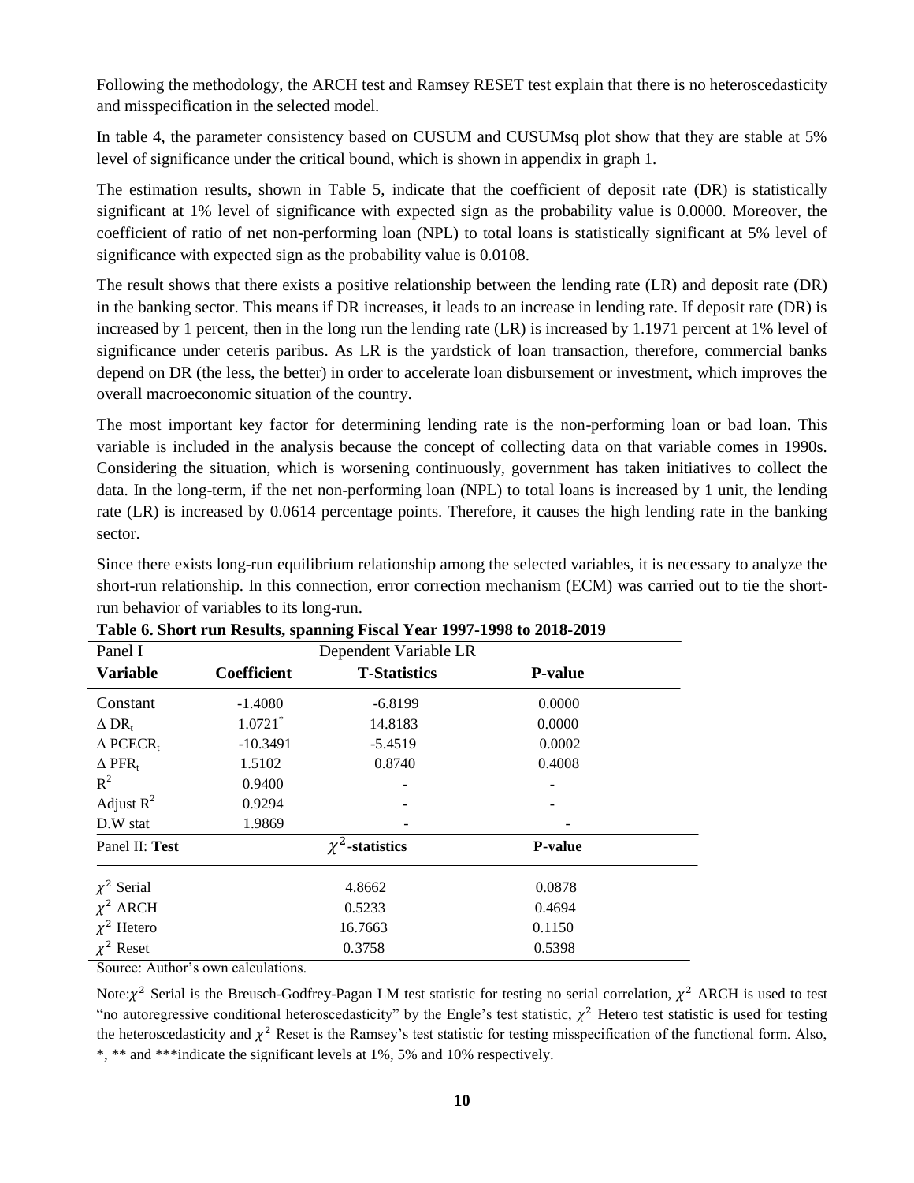Following the methodology, the ARCH test and Ramsey RESET test explain that there is no heteroscedasticity and misspecification in the selected model.

In table 4, the parameter consistency based on CUSUM and CUSUMsq plot show that they are stable at 5% level of significance under the critical bound, which is shown in appendix in graph 1.

The estimation results, shown in Table 5, indicate that the coefficient of deposit rate (DR) is statistically significant at 1% level of significance with expected sign as the probability value is 0.0000. Moreover, the coefficient of ratio of net non-performing loan (NPL) to total loans is statistically significant at 5% level of significance with expected sign as the probability value is 0.0108.

The result shows that there exists a positive relationship between the lending rate (LR) and deposit rate (DR) in the banking sector. This means if DR increases, it leads to an increase in lending rate. If deposit rate (DR) is increased by 1 percent, then in the long run the lending rate (LR) is increased by 1.1971 percent at 1% level of significance under ceteris paribus. As LR is the yardstick of loan transaction, therefore, commercial banks depend on DR (the less, the better) in order to accelerate loan disbursement or investment, which improves the overall macroeconomic situation of the country.

The most important key factor for determining lending rate is the non-performing loan or bad loan. This variable is included in the analysis because the concept of collecting data on that variable comes in 1990s. Considering the situation, which is worsening continuously, government has taken initiatives to collect the data. In the long-term, if the net non-performing loan (NPL) to total loans is increased by 1 unit, the lending rate (LR) is increased by 0.0614 percentage points. Therefore, it causes the high lending rate in the banking sector.

Since there exists long-run equilibrium relationship among the selected variables, it is necessary to analyze the short-run relationship. In this connection, error correction mechanism (ECM) was carried out to tie the short-run behavior of variables to its long-run.

**Table 6. Short run Results, spanning Fiscal Year 1997-1998 to 2018-2019**

| Panel I | Dependent Variable LR | | |
|---|---|---|---|
| **Variable** | **Coefficient** | **T-Statistics** | **P-value** |
| Constant | -1.4080 | -6.8199 | 0.0000 |
| $\Delta$ $DR_t$ | 1.0721* | 14.8183 | 0.0000 |
| $\Delta$ $PCECR_t$ | -10.3491 | -5.4519 | 0.0002 |
| $\Delta$ $PFR_t$ | 1.5102 | 0.8740 | 0.4008 |
| $R^2$ | 0.9400 | - | - |
| Adjust $R^2$ | 0.9294 | - | - |
| D.W stat | 1.9869 | - | - |
| Panel II: **Test** | | $\chi^2$**-statistics** | **P-value** |
| $\chi^2$ Serial | | 4.8662 | 0.0878 |
| $\chi^2$ ARCH | | 0.5233 | 0.4694 |
| $\chi^2$ Hetero | | 16.7663 | 0.1150 |
| $\chi^2$ Reset | | 0.3758 | 0.5398 |

Source: Author's own calculations.

Note: $\chi^2$ Serial is the Breusch-Godfrey-Pagan LM test statistic for testing no serial correlation, $\chi^2$ ARCH is used to test "no autoregressive conditional heteroscedasticity" by the Engle's test statistic, $\chi^2$ Hetero test statistic is used for testing the heteroscedasticity and $\chi^2$ Reset is the Ramsey's test statistic for testing misspecification of the functional form. Also, *, ** and ***indicate the significant levels at 1%, 5% and 10% respectively.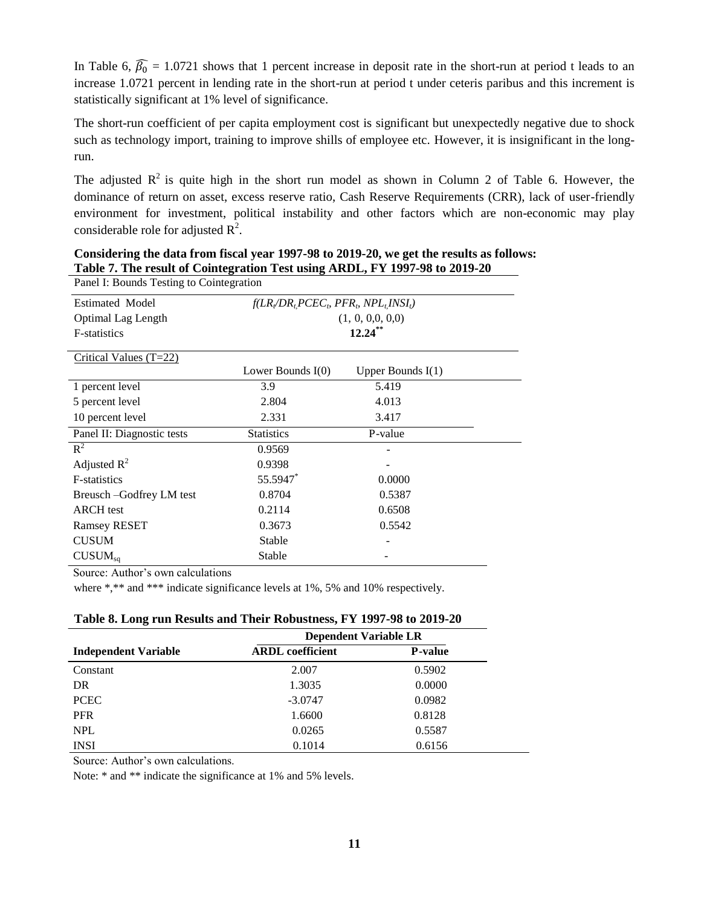In Table 6, $\widehat{\beta_0}$ = 1.0721 shows that 1 percent increase in deposit rate in the short-run at period t leads to an increase 1.0721 percent in lending rate in the short-run at period t under ceteris paribus and this increment is statistically significant at 1% level of significance.

The short-run coefficient of per capita employment cost is significant but unexpectedly negative due to shock such as technology import, training to improve shills of employee etc. However, it is insignificant in the long-run.

The adjusted $R^2$ is quite high in the short run model as shown in Column 2 of Table 6. However, the dominance of return on asset, excess reserve ratio, Cash Reserve Requirements (CRR), lack of user-friendly environment for investment, political instability and other factors which are non-economic may play considerable role for adjusted $R^2$.

**Considering the data from fiscal year 1997-98 to 2019-20, we get the results as follows:**

**Table 7. The result of Cointegration Test using ARDL, FY 1997-98 to 2019-20**

| Panel I: Bounds Testing to Cointegration | | |
|---|---|---|
| Estimated Model | $f(LR_t/DR_t, PCEC_t, PFR_t, NPL_t, INSI_t)$ | |
| Optimal Lag Length | (1, 0, 0,0, 0,0) | |
| F-statistics | **12.24**$^{**}$ | |
| Critical Values (T=22) | Lower Bounds I(0) | Upper Bounds I(1) |
| 1 percent level | 3.9 | 5.419 |
| 5 percent level | 2.804 | 4.013 |
| 10 percent level | 2.331 | 3.417 |
| Panel II: Diagnostic tests | Statistics | P-value |
| $R^2$ | 0.9569 | - |
| Adjusted $R^2$ | 0.9398 | - |
| F-statistics | 55.5947$^{*}$ | 0.0000 |
| Breusch –Godfrey LM test | 0.8704 | 0.5387 |
| ARCH test | 0.2114 | 0.6508 |
| Ramsey RESET | 0.3673 | 0.5542 |
| CUSUM | Stable | - |
| $CUSUM_{sq}$ | Stable | - |

Source: Author's own calculations

where *,** and *** indicate significance levels at 1%, 5% and 10% respectively.

**Table 8. Long run Results and Their Robustness, FY 1997-98 to 2019-20**

| | Dependent Variable LR | |
|---|---|---|
| **Independent Variable** | **ARDL coefficient** | **P-value** |
| Constant | 2.007 | 0.5902 |
| DR | 1.3035 | 0.0000 |
| PCEC | -3.0747 | 0.0982 |
| PFR | 1.6600 | 0.8128 |
| NPL | 0.0265 | 0.5587 |
| INSI | 0.1014 | 0.6156 |

Source: Author's own calculations.

Note: * and ** indicate the significance at 1% and 5% levels.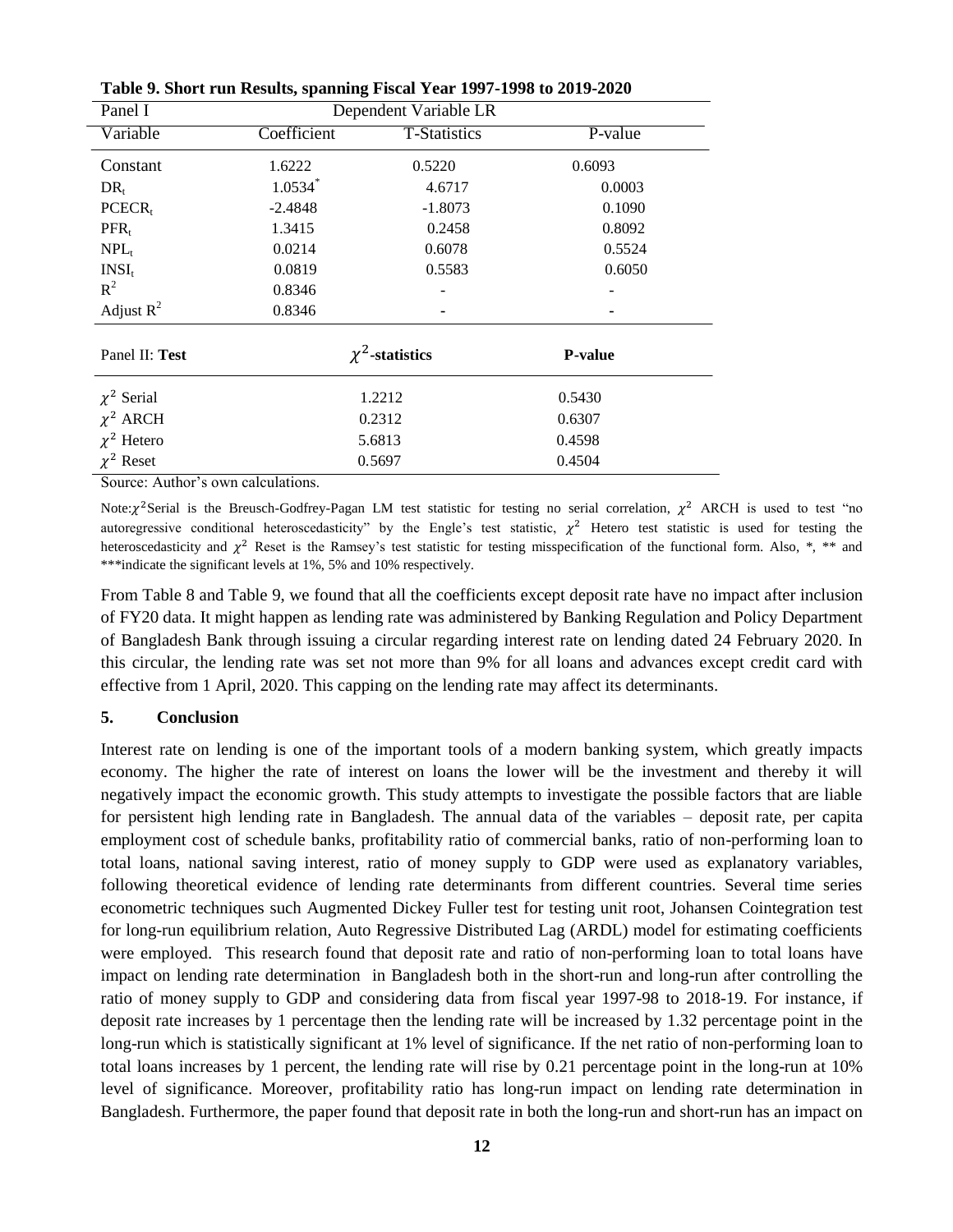**Table 9. Short run Results, spanning Fiscal Year 1997-1998 to 2019-2020**

| Panel I | Dependent Variable LR | | |
|---|---|---|---|
| Variable | Coefficient | T-Statistics | P-value |
| Constant | 1.6222 | 0.5220 | 0.6093 |
| $DR_t$ | 1.0534* | 4.6717 | 0.0003 |
| $PCECR_t$ | -2.4848 | -1.8073 | 0.1090 |
| $PFR_t$ | 1.3415 | 0.2458 | 0.8092 |
| $NPL_t$ | 0.0214 | 0.6078 | 0.5524 |
| $INSI_t$ | 0.0819 | 0.5583 | 0.6050 |
| $R^2$ | 0.8346 | - | - |
| Adjust $R^2$ | 0.8346 | - | - |
| Panel II: **Test** | | **$\chi^2$-statistics** | **P-value** |
| $\chi^2$ Serial | | 1.2212 | 0.5430 |
| $\chi^2$ ARCH | | 0.2312 | 0.6307 |
| $\chi^2$ Hetero | | 5.6813 | 0.4598 |
| $\chi^2$ Reset | | 0.5697 | 0.4504 |

Source: Author's own calculations.

Note: $\chi^2$ Serial is the Breusch-Godfrey-Pagan LM test statistic for testing no serial correlation, $\chi^2$ ARCH is used to test "no autoregressive conditional heteroscedasticity" by the Engle's test statistic, $\chi^2$ Hetero test statistic is used for testing the heteroscedasticity and $\chi^2$ Reset is the Ramsey's test statistic for testing misspecification of the functional form. Also, *, ** and ***indicate the significant levels at 1%, 5% and 10% respectively.

From Table 8 and Table 9, we found that all the coefficients except deposit rate have no impact after inclusion of FY20 data. It might happen as lending rate was administered by Banking Regulation and Policy Department of Bangladesh Bank through issuing a circular regarding interest rate on lending dated 24 February 2020. In this circular, the lending rate was set not more than 9% for all loans and advances except credit card with effective from 1 April, 2020. This capping on the lending rate may affect its determinants.

## 5. Conclusion

Interest rate on lending is one of the important tools of a modern banking system, which greatly impacts economy. The higher the rate of interest on loans the lower will be the investment and thereby it will negatively impact the economic growth. This study attempts to investigate the possible factors that are liable for persistent high lending rate in Bangladesh. The annual data of the variables – deposit rate, per capita employment cost of schedule banks, profitability ratio of commercial banks, ratio of non-performing loan to total loans, national saving interest, ratio of money supply to GDP were used as explanatory variables, following theoretical evidence of lending rate determinants from different countries. Several time series econometric techniques such Augmented Dickey Fuller test for testing unit root, Johansen Cointegration test for long-run equilibrium relation, Auto Regressive Distributed Lag (ARDL) model for estimating coefficients were employed. This research found that deposit rate and ratio of non-performing loan to total loans have impact on lending rate determination in Bangladesh both in the short-run and long-run after controlling the ratio of money supply to GDP and considering data from fiscal year 1997-98 to 2018-19. For instance, if deposit rate increases by 1 percentage then the lending rate will be increased by 1.32 percentage point in the long-run which is statistically significant at 1% level of significance. If the net ratio of non-performing loan to total loans increases by 1 percent, the lending rate will rise by 0.21 percentage point in the long-run at 10% level of significance. Moreover, profitability ratio has long-run impact on lending rate determination in Bangladesh. Furthermore, the paper found that deposit rate in both the long-run and short-run has an impact on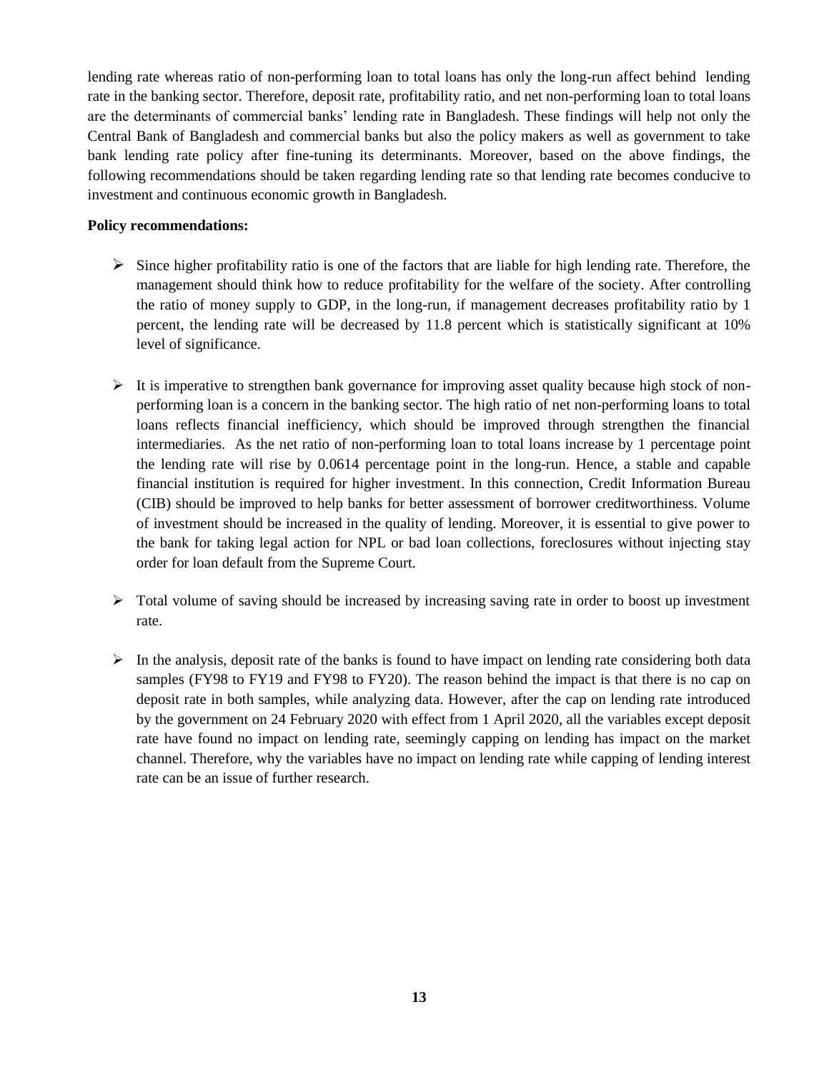lending rate whereas ratio of non-performing loan to total loans has only the long-run affect behind lending rate in the banking sector. Therefore, deposit rate, profitability ratio, and net non-performing loan to total loans are the determinants of commercial banks' lending rate in Bangladesh. These findings will help not only the Central Bank of Bangladesh and commercial banks but also the policy makers as well as government to take bank lending rate policy after fine-tuning its determinants. Moreover, based on the above findings, the following recommendations should be taken regarding lending rate so that lending rate becomes conducive to investment and continuous economic growth in Bangladesh.

**Policy recommendations:**

- Since higher profitability ratio is one of the factors that are liable for high lending rate. Therefore, the management should think how to reduce profitability for the welfare of the society. After controlling the ratio of money supply to GDP, in the long-run, if management decreases profitability ratio by 1 percent, the lending rate will be decreased by 11.8 percent which is statistically significant at 10% level of significance.

- It is imperative to strengthen bank governance for improving asset quality because high stock of non-performing loan is a concern in the banking sector. The high ratio of net non-performing loans to total loans reflects financial inefficiency, which should be improved through strengthen the financial intermediaries. As the net ratio of non-performing loan to total loans increase by 1 percentage point the lending rate will rise by 0.0614 percentage point in the long-run. Hence, a stable and capable financial institution is required for higher investment. In this connection, Credit Information Bureau (CIB) should be improved to help banks for better assessment of borrower creditworthiness. Volume of investment should be increased in the quality of lending. Moreover, it is essential to give power to the bank for taking legal action for NPL or bad loan collections, foreclosures without injecting stay order for loan default from the Supreme Court.

- Total volume of saving should be increased by increasing saving rate in order to boost up investment rate.

- In the analysis, deposit rate of the banks is found to have impact on lending rate considering both data samples (FY98 to FY19 and FY98 to FY20). The reason behind the impact is that there is no cap on deposit rate in both samples, while analyzing data. However, after the cap on lending rate introduced by the government on 24 February 2020 with effect from 1 April 2020, all the variables except deposit rate have found no impact on lending rate, seemingly capping on lending has impact on the market channel. Therefore, why the variables have no impact on lending rate while capping of lending interest rate can be an issue of further research.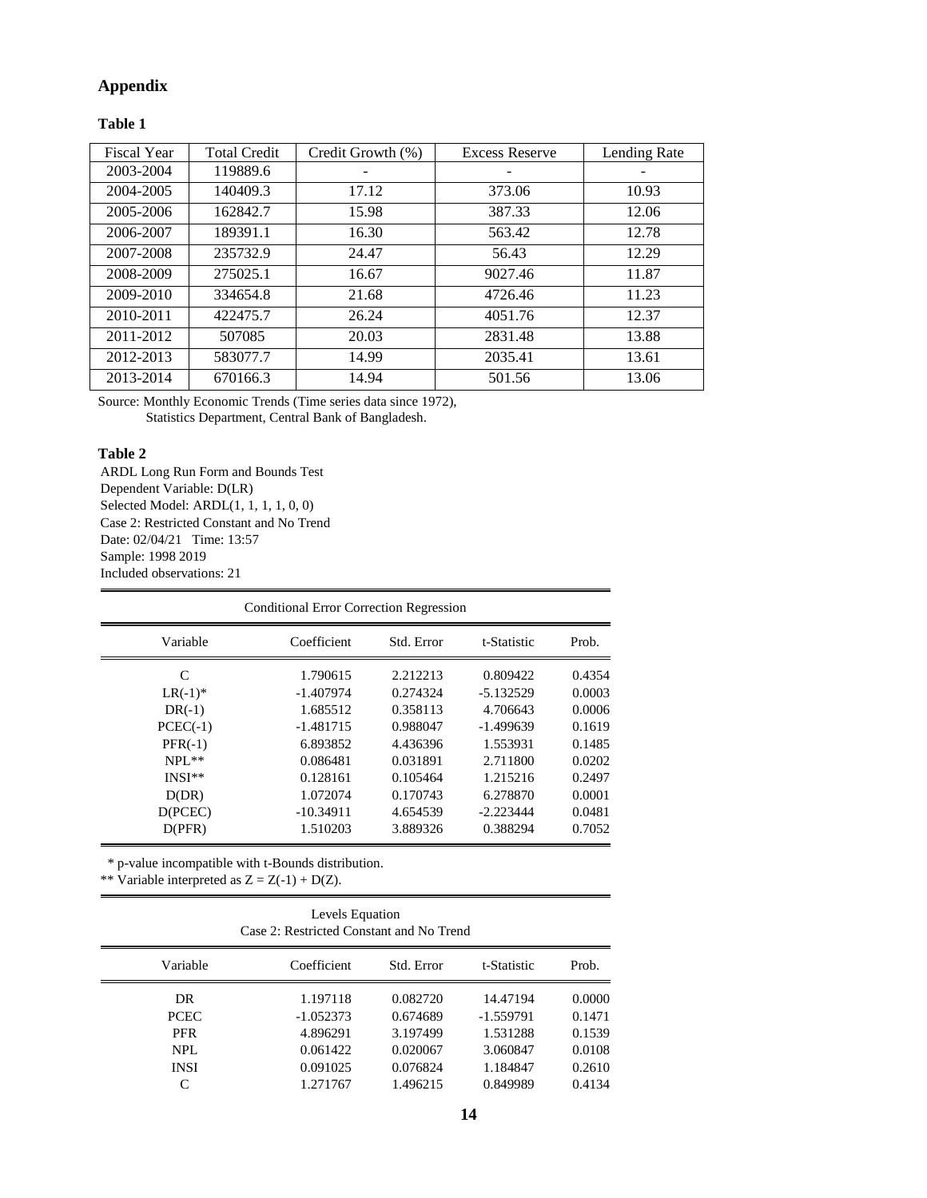## Appendix

**Table 1**

| Fiscal Year | Total Credit | Credit Growth (%) | Excess Reserve | Lending Rate |
|---|---|---|---|---|
| 2003-2004 | 119889.6 | - | - | - |
| 2004-2005 | 140409.3 | 17.12 | 373.06 | 10.93 |
| 2005-2006 | 162842.7 | 15.98 | 387.33 | 12.06 |
| 2006-2007 | 189391.1 | 16.30 | 563.42 | 12.78 |
| 2007-2008 | 235732.9 | 24.47 | 56.43 | 12.29 |
| 2008-2009 | 275025.1 | 16.67 | 9027.46 | 11.87 |
| 2009-2010 | 334654.8 | 21.68 | 4726.46 | 11.23 |
| 2010-2011 | 422475.7 | 26.24 | 4051.76 | 12.37 |
| 2011-2012 | 507085 | 20.03 | 2831.48 | 13.88 |
| 2012-2013 | 583077.7 | 14.99 | 2035.41 | 13.61 |
| 2013-2014 | 670166.3 | 14.94 | 501.56 | 13.06 |

Source: Monthly Economic Trends (Time series data since 1972),
Statistics Department, Central Bank of Bangladesh.

**Table 2**

ARDL Long Run Form and Bounds Test
Dependent Variable: D(LR)
Selected Model: ARDL(1, 1, 1, 1, 0, 0)
Case 2: Restricted Constant and No Trend
Date: 02/04/21 Time: 13:57
Sample: 1998 2019
Included observations: 21

Conditional Error Correction Regression

| Variable | Coefficient | Std. Error | t-Statistic | Prob. |
|---|---|---|---|---|
| C | 1.790615 | 2.212213 | 0.809422 | 0.4354 |
| LR(-1)* | -1.407974 | 0.274324 | -5.132529 | 0.0003 |
| DR(-1) | 1.685512 | 0.358113 | 4.706643 | 0.0006 |
| PCEC(-1) | -1.481715 | 0.988047 | -1.499639 | 0.1619 |
| PFR(-1) | 6.893852 | 4.436396 | 1.553931 | 0.1485 |
| NPL** | 0.086481 | 0.031891 | 2.711800 | 0.0202 |
| INSI** | 0.128161 | 0.105464 | 1.215216 | 0.2497 |
| D(DR) | 1.072074 | 0.170743 | 6.278870 | 0.0001 |
| D(PCEC) | -10.34911 | 4.654539 | -2.223444 | 0.0481 |
| D(PFR) | 1.510203 | 3.889326 | 0.388294 | 0.7052 |

\* p-value incompatible with t-Bounds distribution.
** Variable interpreted as Z = Z(-1) + D(Z).

Levels Equation
Case 2: Restricted Constant and No Trend

| Variable | Coefficient | Std. Error | t-Statistic | Prob. |
|---|---|---|---|---|
| DR | 1.197118 | 0.082720 | 14.47194 | 0.0000 |
| PCEC | -1.052373 | 0.674689 | -1.559791 | 0.1471 |
| PFR | 4.896291 | 3.197499 | 1.531288 | 0.1539 |
| NPL | 0.061422 | 0.020067 | 3.060847 | 0.0108 |
| INSI | 0.091025 | 0.076824 | 1.184847 | 0.2610 |
| C | 1.271767 | 1.496215 | 0.849989 | 0.4134 |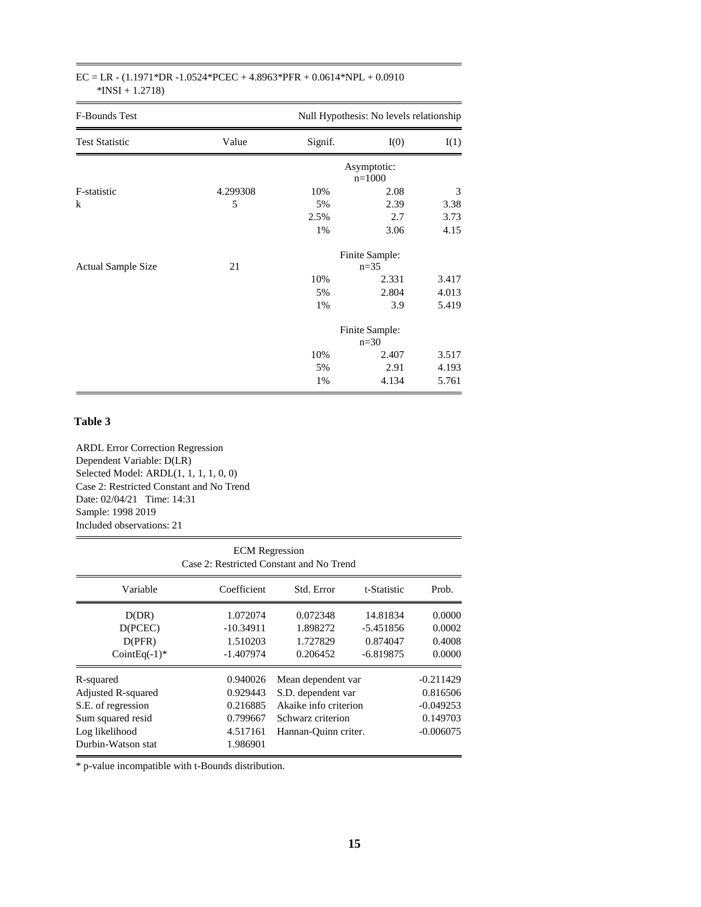EC = LR - (1.1971*DR -1.0524*PCEC + 4.8963*PFR + 0.0614*NPL + 0.0910 *INSI + 1.2718)

| F-Bounds Test | | Null Hypothesis: No levels relationship | | |
|---|---|---|---|---|
| Test Statistic | Value | Signif. | I(0) | I(1) |
| | | | Asymptotic: n=1000 | |
| F-statistic | 4.299308 | 10% | 2.08 | 3 |
| k | 5 | 5% | 2.39 | 3.38 |
| | | 2.5% | 2.7 | 3.73 |
| | | 1% | 3.06 | 4.15 |
| | | | Finite Sample: n=35 | |
| Actual Sample Size | 21 | 10% | 2.331 | 3.417 |
| | | 5% | 2.804 | 4.013 |
| | | 1% | 3.9 | 5.419 |
| | | | Finite Sample: n=30 | |
| | | 10% | 2.407 | 3.517 |
| | | 5% | 2.91 | 4.193 |
| | | 1% | 4.134 | 5.761 |

**Table 3**

ARDL Error Correction Regression
Dependent Variable: D(LR)
Selected Model: ARDL(1, 1, 1, 1, 0, 0)
Case 2: Restricted Constant and No Trend
Date: 02/04/21 Time: 14:31
Sample: 1998 2019
Included observations: 21

ECM Regression
Case 2: Restricted Constant and No Trend

| Variable | Coefficient | Std. Error | t-Statistic | Prob. |
|---|---|---|---|---|
| D(DR) | 1.072074 | 0.072348 | 14.81834 | 0.0000 |
| D(PCEC) | -10.34911 | 1.898272 | -5.451856 | 0.0002 |
| D(PFR) | 1.510203 | 1.727829 | 0.874047 | 0.4008 |
| CointEq(-1)* | -1.407974 | 0.206452 | -6.819875 | 0.0000 |
| R-squared | 0.940026 | Mean dependent var | | -0.211429 |
| Adjusted R-squared | 0.929443 | S.D. dependent var | | 0.816506 |
| S.E. of regression | 0.216885 | Akaike info criterion | | -0.049253 |
| Sum squared resid | 0.799667 | Schwarz criterion | | 0.149703 |
| Log likelihood | 4.517161 | Hannan-Quinn criter. | | -0.006075 |
| Durbin-Watson stat | 1.986901 | | | |

* p-value incompatible with t-Bounds distribution.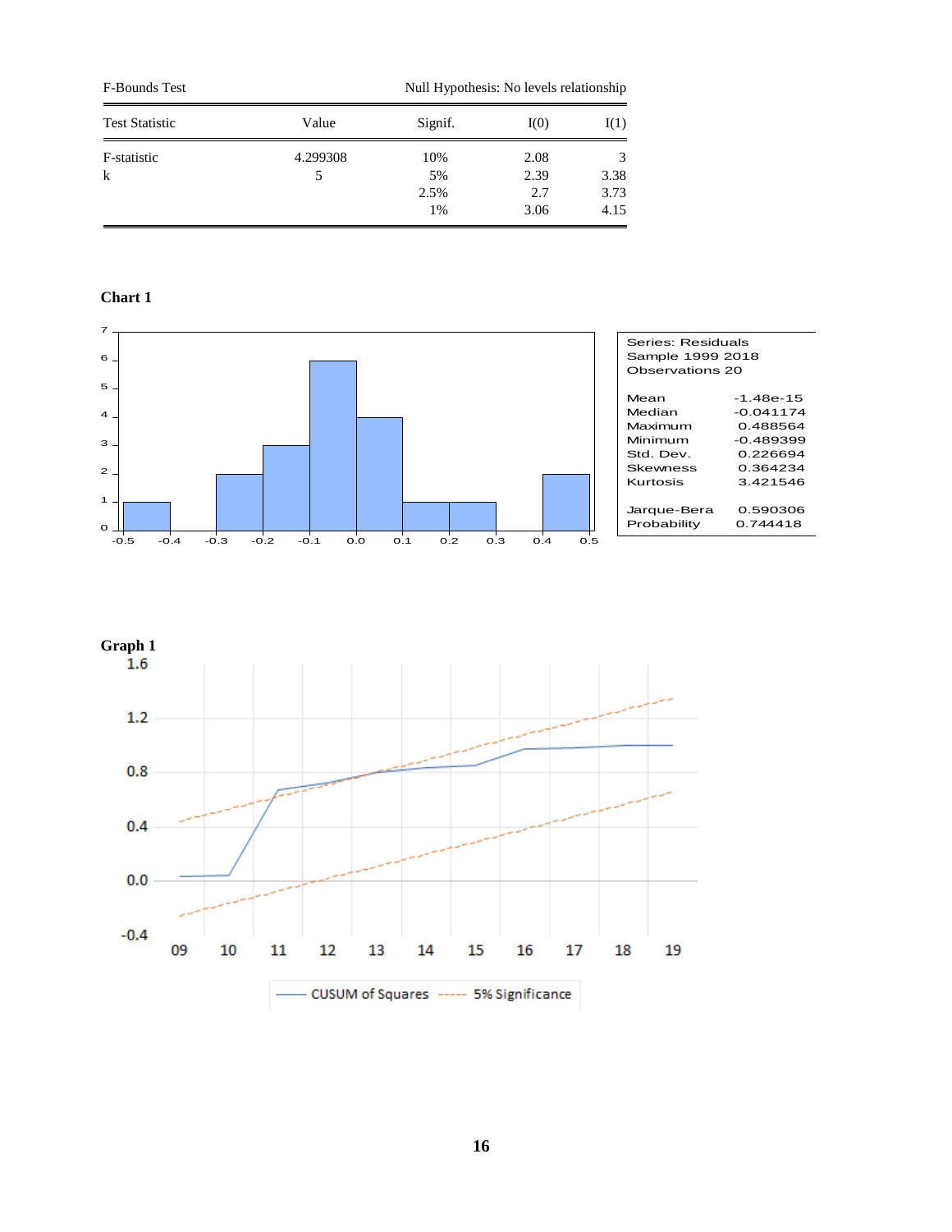| F-Bounds Test | | Null Hypothesis: No levels relationship | | |
|---|---|---|---|---|
| Test Statistic | Value | Signif. | I(0) | I(1) |
| F-statistic | 4.299308 | 10% | 2.08 | 3 |
| k | 5 | 5% | 2.39 | 3.38 |
| | | 2.5% | 2.7 | 3.73 |
| | | 1% | 3.06 | 4.15 |

**Chart 1**

| Series: Residuals | |
|---|---|
| Sample 1999 2018 | |
| Observations 20 | |
| Mean | -1.48e-15 |
| Median | -0.041174 |
| Maximum | 0.488564 |
| Minimum | -0.489399 |
| Std. Dev. | 0.226694 |
| Skewness | 0.364234 |
| Kurtosis | 3.421546 |
| Jarque-Bera | 0.590306 |
| Probability | 0.744418 |

**Graph 1**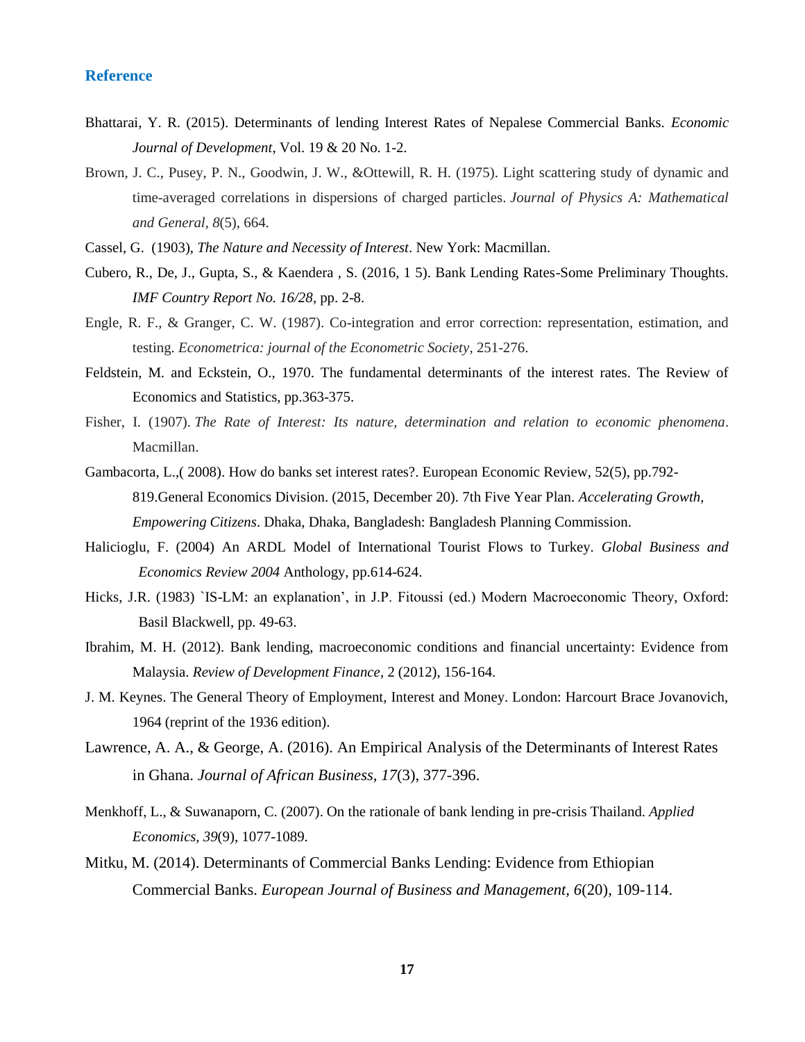## Reference

Bhattarai, Y. R. (2015). Determinants of lending Interest Rates of Nepalese Commercial Banks. *Economic Journal of Development*, Vol. 19 & 20 No. 1-2.

Brown, J. C., Pusey, P. N., Goodwin, J. W., &Ottewill, R. H. (1975). Light scattering study of dynamic and time-averaged correlations in dispersions of charged particles. *Journal of Physics A: Mathematical and General*, *8*(5), 664.

Cassel, G. (1903), *The Nature and Necessity of Interest*. New York: Macmillan.

Cubero, R., De, J., Gupta, S., & Kaendera , S. (2016, 1 5). Bank Lending Rates-Some Preliminary Thoughts. *IMF Country Report No. 16/28*, pp. 2-8.

Engle, R. F., & Granger, C. W. (1987). Co-integration and error correction: representation, estimation, and testing. *Econometrica: journal of the Econometric Society*, 251-276.

Feldstein, M. and Eckstein, O., 1970. The fundamental determinants of the interest rates. The Review of Economics and Statistics, pp.363-375.

Fisher, I. (1907). *The Rate of Interest: Its nature, determination and relation to economic phenomena*. Macmillan.

Gambacorta, L.,( 2008). How do banks set interest rates?. European Economic Review, 52(5), pp.792-819.General Economics Division. (2015, December 20). 7th Five Year Plan. *Accelerating Growth, Empowering Citizens*. Dhaka, Dhaka, Bangladesh: Bangladesh Planning Commission.

Halicioglu, F. (2004) An ARDL Model of International Tourist Flows to Turkey. *Global Business and Economics Review 2004* Anthology, pp.614-624.

Hicks, J.R. (1983) `IS-LM: an explanation', in J.P. Fitoussi (ed.) Modern Macroeconomic Theory, Oxford: Basil Blackwell, pp. 49-63.

Ibrahim, M. H. (2012). Bank lending, macroeconomic conditions and financial uncertainty: Evidence from Malaysia. *Review of Development Finance*, 2 (2012), 156-164.

J. M. Keynes. The General Theory of Employment, Interest and Money. London: Harcourt Brace Jovanovich, 1964 (reprint of the 1936 edition).

Lawrence, A. A., & George, A. (2016). An Empirical Analysis of the Determinants of Interest Rates in Ghana. *Journal of African Business, 17*(3), 377-396.

Menkhoff, L., & Suwanaporn, C. (2007). On the rationale of bank lending in pre-crisis Thailand. *Applied Economics, 39*(9), 1077-1089.

Mitku, M. (2014). Determinants of Commercial Banks Lending: Evidence from Ethiopian Commercial Banks. *European Journal of Business and Management, 6*(20), 109-114.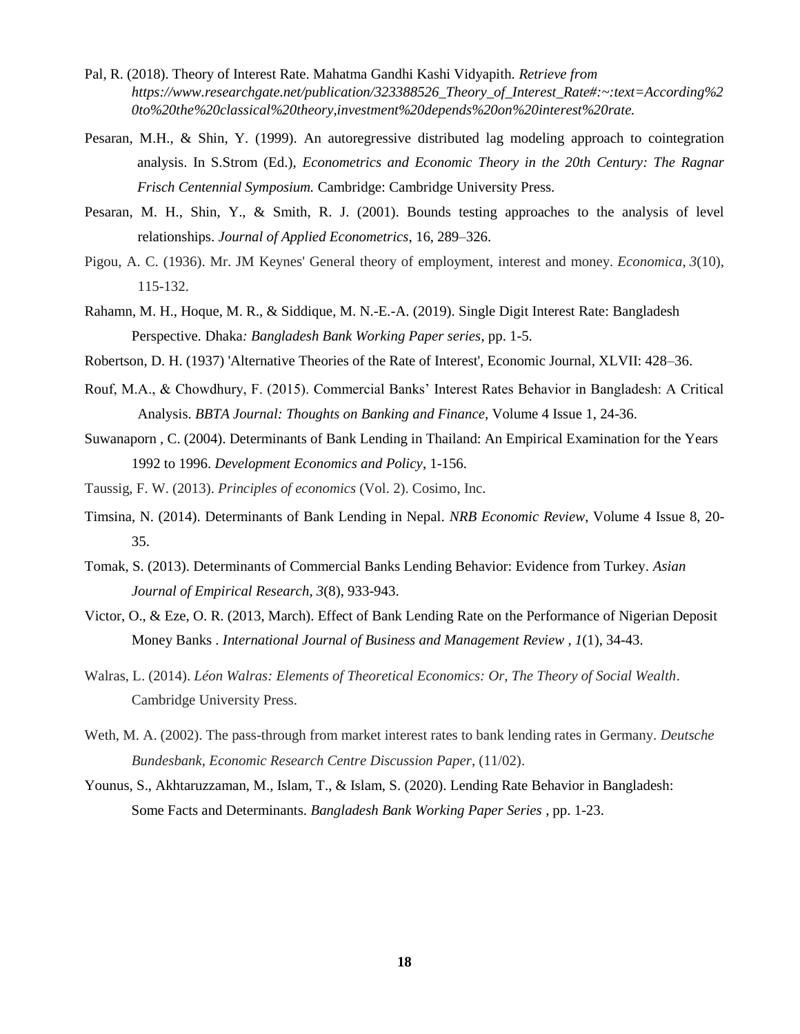Pal, R. (2018). Theory of Interest Rate. Mahatma Gandhi Kashi Vidyapith. *Retrieve from https://www.researchgate.net/publication/323388526_Theory_of_Interest_Rate#:~:text=According%20to%20the%20classical%20theory,investment%20depends%20on%20interest%20rate.*

Pesaran, M.H., & Shin, Y. (1999). An autoregressive distributed lag modeling approach to cointegration analysis. In S.Strom (Ed.), *Econometrics and Economic Theory in the 20th Century: The Ragnar Frisch Centennial Symposium.* Cambridge: Cambridge University Press.

Pesaran, M. H., Shin, Y., & Smith, R. J. (2001). Bounds testing approaches to the analysis of level relationships. *Journal of Applied Econometrics*, 16, 289–326.

Pigou, A. C. (1936). Mr. JM Keynes' General theory of employment, interest and money. *Economica*, *3*(10), 115-132.

Rahamn, M. H., Hoque, M. R., & Siddique, M. N.-E.-A. (2019). Single Digit Interest Rate: Bangladesh Perspective. Dhaka*: Bangladesh Bank Working Paper series*, pp. 1-5.

Robertson, D. H. (1937) 'Alternative Theories of the Rate of Interest', Economic Journal, XLVII: 428–36.

Rouf, M.A., & Chowdhury, F. (2015). Commercial Banks' Interest Rates Behavior in Bangladesh: A Critical Analysis. *BBTA Journal: Thoughts on Banking and Finance*, Volume 4 Issue 1, 24-36.

Suwanaporn , C. (2004). Determinants of Bank Lending in Thailand: An Empirical Examination for the Years 1992 to 1996. *Development Economics and Policy*, 1-156.

Taussig, F. W. (2013). *Principles of economics* (Vol. 2). Cosimo, Inc.

Timsina, N. (2014). Determinants of Bank Lending in Nepal. *NRB Economic Review*, Volume 4 Issue 8, 20-35.

Tomak, S. (2013). Determinants of Commercial Banks Lending Behavior: Evidence from Turkey. *Asian Journal of Empirical Research*, *3*(8), 933-943.

Victor, O., & Eze, O. R. (2013, March). Effect of Bank Lending Rate on the Performance of Nigerian Deposit Money Banks . *International Journal of Business and Management Review* , *1*(1), 34-43.

Walras, L. (2014). *Léon Walras: Elements of Theoretical Economics: Or, The Theory of Social Wealth*. Cambridge University Press.

Weth, M. A. (2002). The pass-through from market interest rates to bank lending rates in Germany. *Deutsche Bundesbank, Economic Research Centre Discussion Paper*, (11/02).

Younus, S., Akhtaruzzaman, M., Islam, T., & Islam, S. (2020). Lending Rate Behavior in Bangladesh: Some Facts and Determinants. *Bangladesh Bank Working Paper Series* , pp. 1-23.